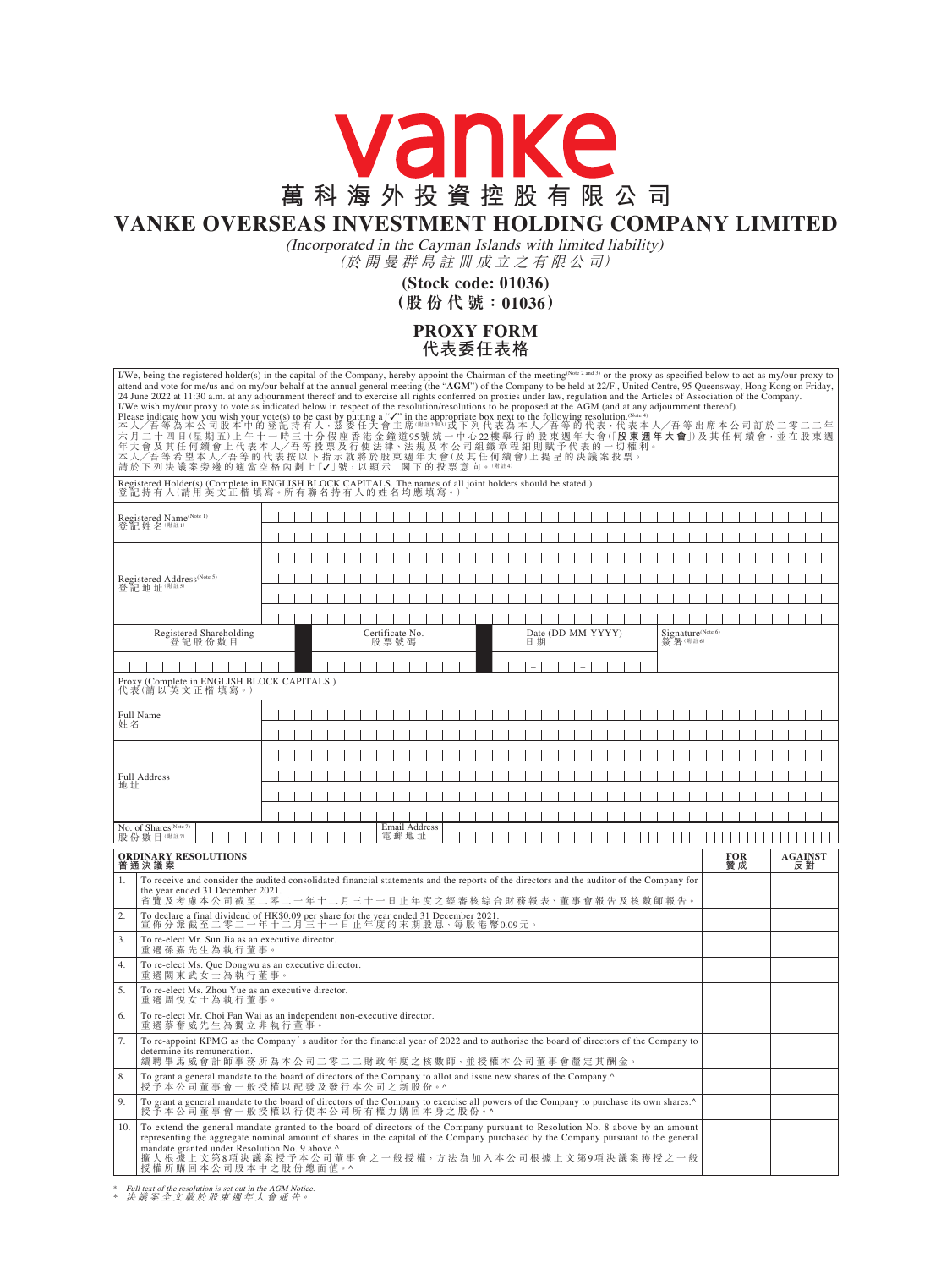# vanke

# 萬科海外投資控股有限公司

# VANKE OVERSEAS INVESTMENT HOLDING COMPANY LIMITED

*(Incorporated in the Cayman Islands with limited liability)*
*(於開曼群島註冊成立之有限公司)*

**(Stock code: 01036)**
**(股份代號：01036)**

## PROXY FORM
## 代表委任表格

I/We, being the registered holder(s) in the capital of the Company, hereby appoint the Chairman of the meeting(Note 2 and 3) or the proxy as specified below to act as my/our proxy to attend and vote for me/us and on my/our behalf at the annual general meeting (the "**AGM**") of the Company to be held at 22/F., United Centre, 95 Queensway, Hong Kong on Friday, 24 June 2022 at 11:30 a.m. at any adjournment thereof and to exercise all rights conferred on proxies under law, regulation and the Articles of Association of the Company.
I/We wish my/our proxy to vote as indicated below in respect of the resolution/resolutions to be proposed at the AGM (and at any adjournment thereof).
Please indicate how you wish your vote(s) to be cast by putting a "✓" in the appropriate box next to the following resolution.(Note 4)
本人／吾等為本公司股本中的登記持有人，茲委任大會主席(附註2及3)或下列代表為本人／吾等的代表，代表本人／吾等出席本公司訂於二零二二年六月二十四日(星期五)上午十一時三十分假座香港金鐘道95號統一中心22樓舉行的股東週年大會(「**股東週年大會**」)及其任何續會，並在股東週年大會及其任何續會上代表本人／吾等投票及行使法律、法規及本公司組織章程細則賦予代表的一切權利。
本人／吾等希望本人／吾等的代表按以下指示就將於股東週年大會(及其任何續會)上提呈的決議案投票。
請於下列決議案旁邊的適當空格內劃上「✓」號，以顯示 閣下的投票意向。(附註4)

Registered Holder(s) (Complete in ENGLISH BLOCK CAPITALS. The names of all joint holders should be stated.)
登記持有人(請用英文正楷填寫。所有聯名持有人的姓名均應填寫。)

| | |
|---|---|
| Registered Name(Note 1) 登記姓名(附註1) | |
| Registered Address(Note 5) 登記地址(附註5) | |

| Registered Shareholding 登記股份數目 | Certificate No. 股票號碼 | Date (DD-MM-YYYY) 日期 | Signature(Note 6) 簽署(附註6) |
|---|---|---|---|
| | | – – | |

Proxy (Complete in ENGLISH BLOCK CAPITALS.)
代表(請以英文正楷填寫。)

| | |
|---|---|
| Full Name 姓名 | |
| Full Address 地址 | |
| No. of Shares(Note 7) 股份數目(附註7) | Email Address 電郵地址 |

| | ORDINARY RESOLUTIONS 普通決議案 | FOR 贊成 | AGAINST 反對 |
|---|---|---|---|
| 1. | To receive and consider the audited consolidated financial statements and the reports of the directors and the auditor of the Company for the year ended 31 December 2021. 省覽及考慮本公司截至二零二一年十二月三十一日止年度之經審核綜合財務報表、董事會報告及核數師報告。 | | |
| 2. | To declare a final dividend of HK$0.09 per share for the year ended 31 December 2021. 宣佈分派截至二零二一年十二月三十一日止年度的末期股息，每股港幣0.09元。 | | |
| 3. | To re-elect Mr. Sun Jia as an executive director. 重選孫嘉先生為執行董事。 | | |
| 4. | To re-elect Ms. Que Dongwu as an executive director. 重選闕東武女士為執行董事。 | | |
| 5. | To re-elect Ms. Zhou Yue as an executive director. 重選周悅女士為執行董事。 | | |
| 6. | To re-elect Mr. Choi Fan Wai as an independent non-executive director. 重選蔡奮威先生為獨立非執行董事。 | | |
| 7. | To re-appoint KPMG as the Company's auditor for the financial year of 2022 and to authorise the board of directors of the Company to determine its remuneration. 續聘畢馬威會計師事務所為本公司二零二二財政年度之核數師，並授權本公司董事會釐定其酬金。 | | |
| 8. | To grant a general mandate to the board of directors of the Company to allot and issue new shares of the Company.^ 授予本公司董事會一般授權以配發及發行本公司之新股份。^ | | |
| 9. | To grant a general mandate to the board of directors of the Company to exercise all powers of the Company to purchase its own shares.^ 授予本公司董事會一般授權以行使本公司所有權力購回本身之股份。^ | | |
| 10. | To extend the general mandate granted to the board of directors of the Company pursuant to Resolution No. 8 above by an amount representing the aggregate nominal amount of shares in the capital of the Company purchased by the Company pursuant to the general mandate granted under Resolution No. 9 above.^ 擴大根據上文第8項決議案授予本公司董事會之一般授權，方法為加入本公司根據上文第9項決議案獲授之一般授權所購回本公司股本中之股份總面值。^ | | |

\* *Full text of the resolution is set out in the AGM Notice.*
\* *決議案全文載於股東週年大會通告。*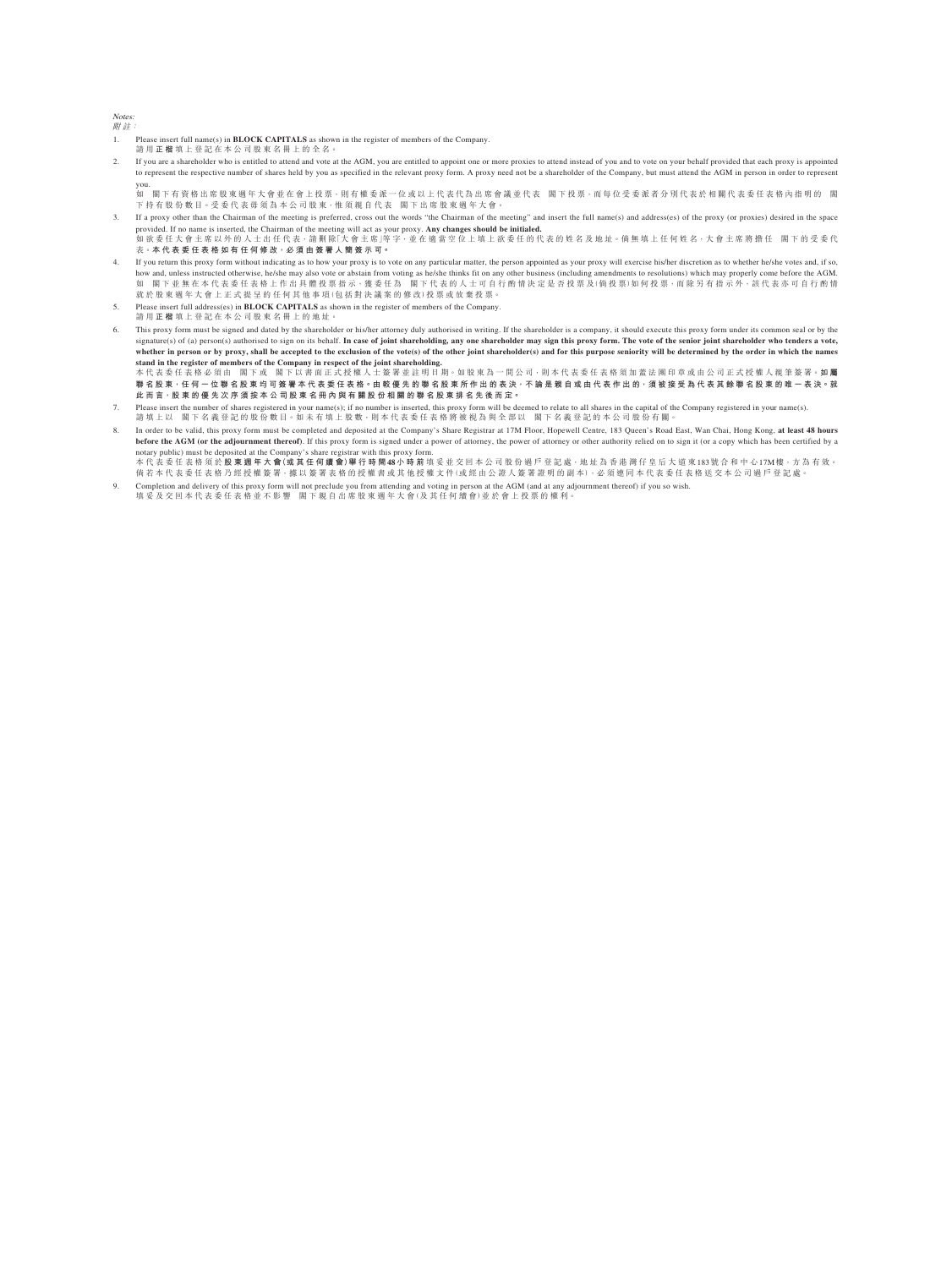*Notes:*
*附註：*

1. Please insert full name(s) in **BLOCK CAPITALS** as shown in the register of members of the Company.
請用**正楷**填上登記在本公司股東名冊上的全名。

2. If you are a shareholder who is entitled to attend and vote at the AGM, you are entitled to appoint one or more proxies to attend instead of you and to vote on your behalf provided that each proxy is appointed to represent the respective number of shares held by you as specified in the relevant proxy form. A proxy need not be a shareholder of the Company, but must attend the AGM in person in order to represent you.
如 閣下有資格出席股東週年大會並在會上投票，則有權委派一位或以上代表代為出席會議並代表 閣下投票，而每位受委派者分別代表於相關代表委任表格內指明的 閣下持有股份數目。受委代表毋須為本公司股東，惟須親自代表 閣下出席股東週年大會。

3. If a proxy other than the Chairman of the meeting is preferred, cross out the words "the Chairman of the meeting" and insert the full name(s) and address(es) of the proxy (or proxies) desired in the space provided. If no name is inserted, the Chairman of the meeting will act as your proxy. **Any changes should be initialed.**
如欲委任大會主席以外的人士出任代表，請刪除「大會主席」等字，並在適當空位上填上欲委任的代表的姓名及地址。倘無填上任何姓名，大會主席將擔任 閣下的受委代表。**本代表委任表格如有任何修改，必須由簽署人簡簽示可。**

4. If you return this proxy form without indicating as to how your proxy is to vote on any particular matter, the person appointed as your proxy will exercise his/her discretion as to whether he/she votes and, if so, how and, unless instructed otherwise, he/she may also vote or abstain from voting as he/she thinks fit on any other business (including amendments to resolutions) which may properly come before the AGM.
如 閣下並無在本代表委任表格上作出具體投票指示，獲委任為 閣下代表的人士可自行酌情決定是否投票及(倘投票)如何投票，而除另有指示外，該代表亦可自行酌情就於股東週年大會上正式提呈的任何其他事項(包括對決議案的修改)投票或放棄投票。

5. Please insert full address(es) in **BLOCK CAPITALS** as shown in the register of members of the Company.
請用**正楷**填上登記在本公司股東名冊上的地址。

6. This proxy form must be signed and dated by the shareholder or his/her attorney duly authorised in writing. If the shareholder is a company, it should execute this proxy form under its common seal or by the signature(s) of (a) person(s) authorised to sign on its behalf. **In case of joint shareholding, any one shareholder may sign this proxy form. The vote of the senior joint shareholder who tenders a vote, whether in person or by proxy, shall be accepted to the exclusion of the vote(s) of the other joint shareholder(s) and for this purpose seniority will be determined by the order in which the names stand in the register of members of the Company in respect of the joint shareholding.**
本代表委任表格必須由 閣下或 閣下以書面正式授權人士簽署並註明日期。如股東為一間公司，則本代表委任表格須加蓋法團印章或由公司正式授權人親筆簽署。**如屬聯名股東，任何一位聯名股東均可簽署本代表委任表格。由較優先的聯名股東所作出的表決，不論是親自或由代表作出的，須被接受為代表其餘聯名股東的唯一表決。就此而言，股東的優先次序須按本公司股東名冊內與有關股份相關的聯名股東排名先後而定。**

7. Please insert the number of shares registered in your name(s); if no number is inserted, this proxy form will be deemed to relate to all shares in the capital of the Company registered in your name(s).
請填上以 閣下名義登記的股份數目。如未有填上股數，則本代表委任表格將被視為與全部以 閣下名義登記的本公司股份有關。

8. In order to be valid, this proxy form must be completed and deposited at the Company's Share Registrar at 17M Floor, Hopewell Centre, 183 Queen's Road East, Wan Chai, Hong Kong, **at least 48 hours before the AGM (or the adjournment thereof)**. If this proxy form is signed under a power of attorney, the power of attorney or other authority relied on to sign it (or a copy which has been certified by a notary public) must be deposited at the Company's share registrar with this proxy form.
本代表委任表格須於**股東週年大會(或其任何續會)舉行時間48小時前**填妥並交回本公司股份過戶登記處，地址為香港灣仔皇后大道東183號合和中心17M樓，方為有效。倘若本代表委任表格乃經授權簽署，據以簽署表格的授權書或其他授權文件(或經由公證人簽署證明的副本)，必須連同本代表委任表格送交本公司過戶登記處。

9. Completion and delivery of this proxy form will not preclude you from attending and voting in person at the AGM (and at any adjournment thereof) if you so wish.
填妥及交回本代表委任表格並不影響 閣下親自出席股東週年大會(及其任何續會)並於會上投票的權利。